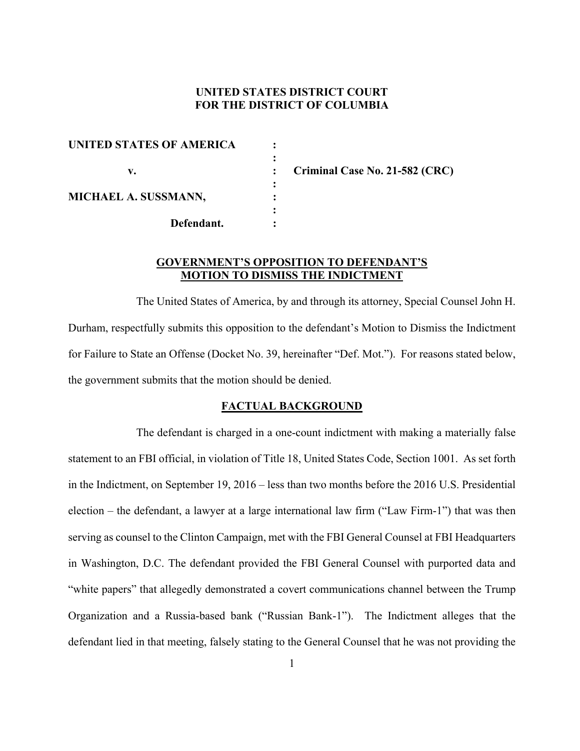**UNITED STATES DISTRICT COURT**
**FOR THE DISTRICT OF COLUMBIA**

| | | |
|---|---|---|
| **UNITED STATES OF AMERICA** | : | |
| | : | |
| **v.** | : | **Criminal Case No. 21-582 (CRC)** |
| | : | |
| **MICHAEL A. SUSSMANN,** | : | |
| | : | |
| **Defendant.** | : | |

## GOVERNMENT'S OPPOSITION TO DEFENDANT'S MOTION TO DISMISS THE INDICTMENT

The United States of America, by and through its attorney, Special Counsel John H. Durham, respectfully submits this opposition to the defendant's Motion to Dismiss the Indictment for Failure to State an Offense (Docket No. 39, hereinafter "Def. Mot."). For reasons stated below, the government submits that the motion should be denied.

## FACTUAL BACKGROUND

The defendant is charged in a one-count indictment with making a materially false statement to an FBI official, in violation of Title 18, United States Code, Section 1001. As set forth in the Indictment, on September 19, 2016 – less than two months before the 2016 U.S. Presidential election – the defendant, a lawyer at a large international law firm ("Law Firm-1") that was then serving as counsel to the Clinton Campaign, met with the FBI General Counsel at FBI Headquarters in Washington, D.C. The defendant provided the FBI General Counsel with purported data and "white papers" that allegedly demonstrated a covert communications channel between the Trump Organization and a Russia-based bank ("Russian Bank-1"). The Indictment alleges that the defendant lied in that meeting, falsely stating to the General Counsel that he was not providing the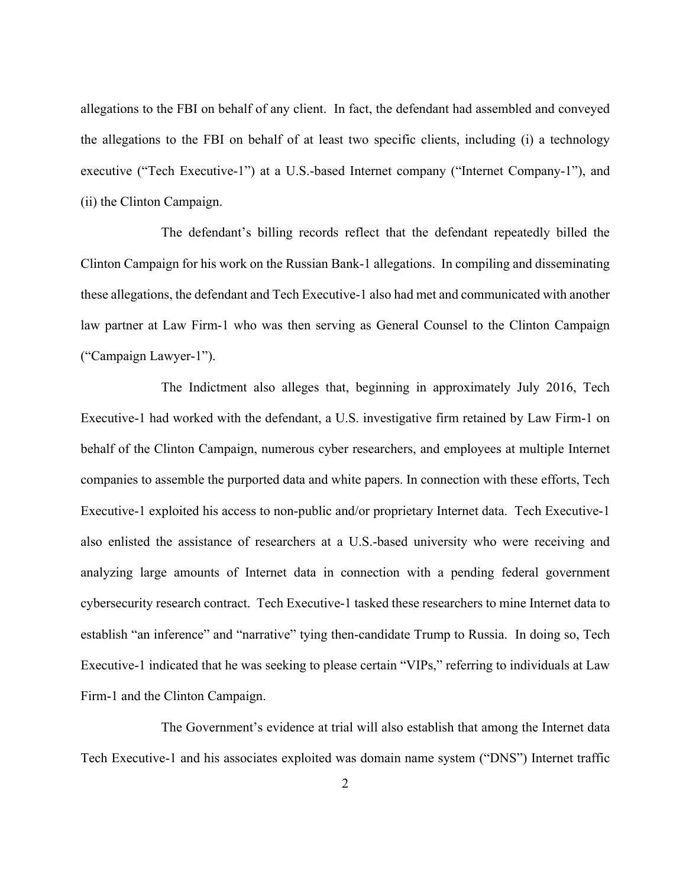allegations to the FBI on behalf of any client. In fact, the defendant had assembled and conveyed the allegations to the FBI on behalf of at least two specific clients, including (i) a technology executive ("Tech Executive-1") at a U.S.-based Internet company ("Internet Company-1"), and (ii) the Clinton Campaign.

The defendant's billing records reflect that the defendant repeatedly billed the Clinton Campaign for his work on the Russian Bank-1 allegations. In compiling and disseminating these allegations, the defendant and Tech Executive-1 also had met and communicated with another law partner at Law Firm-1 who was then serving as General Counsel to the Clinton Campaign ("Campaign Lawyer-1").

The Indictment also alleges that, beginning in approximately July 2016, Tech Executive-1 had worked with the defendant, a U.S. investigative firm retained by Law Firm-1 on behalf of the Clinton Campaign, numerous cyber researchers, and employees at multiple Internet companies to assemble the purported data and white papers. In connection with these efforts, Tech Executive-1 exploited his access to non-public and/or proprietary Internet data. Tech Executive-1 also enlisted the assistance of researchers at a U.S.-based university who were receiving and analyzing large amounts of Internet data in connection with a pending federal government cybersecurity research contract. Tech Executive-1 tasked these researchers to mine Internet data to establish "an inference" and "narrative" tying then-candidate Trump to Russia. In doing so, Tech Executive-1 indicated that he was seeking to please certain "VIPs," referring to individuals at Law Firm-1 and the Clinton Campaign.

The Government's evidence at trial will also establish that among the Internet data Tech Executive-1 and his associates exploited was domain name system ("DNS") Internet traffic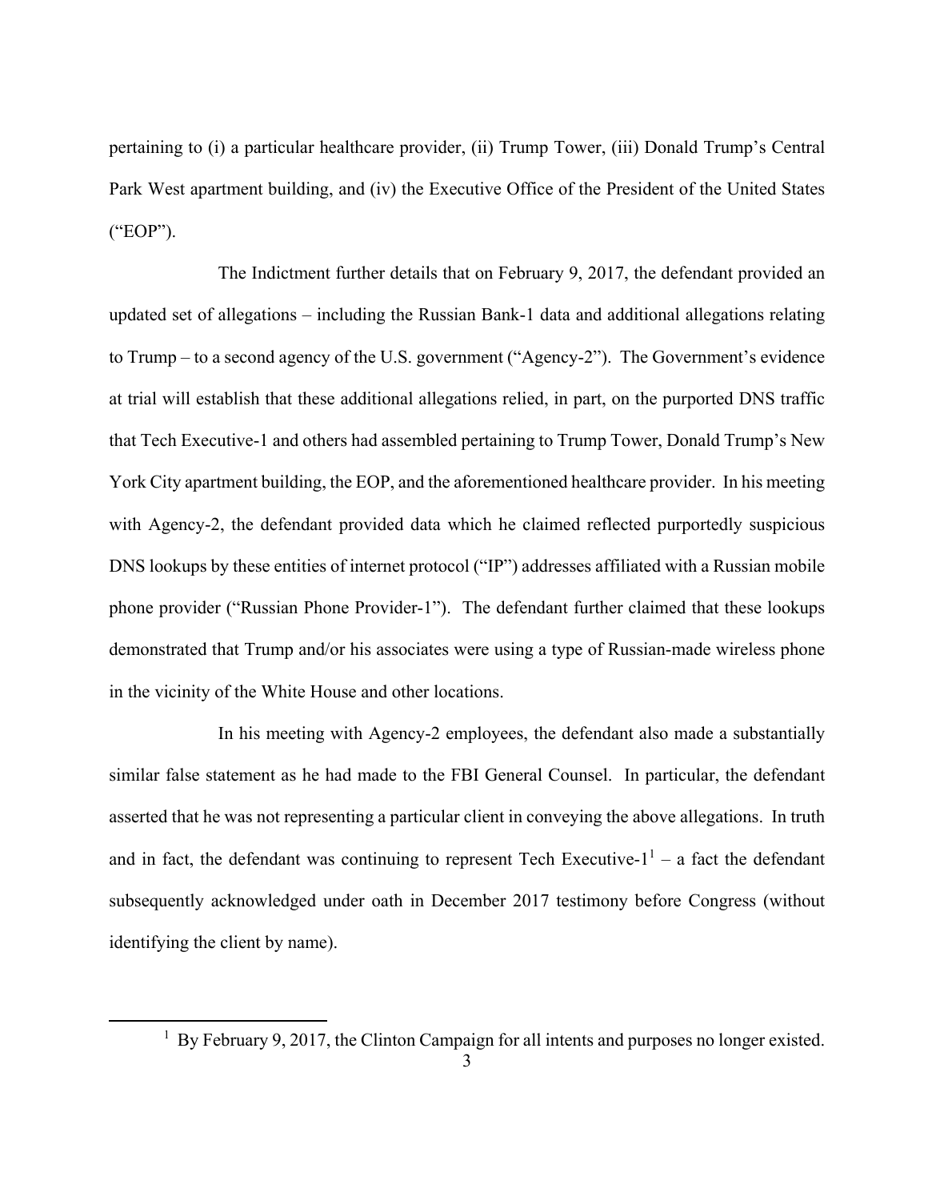pertaining to (i) a particular healthcare provider, (ii) Trump Tower, (iii) Donald Trump's Central Park West apartment building, and (iv) the Executive Office of the President of the United States ("EOP").

The Indictment further details that on February 9, 2017, the defendant provided an updated set of allegations – including the Russian Bank-1 data and additional allegations relating to Trump – to a second agency of the U.S. government ("Agency-2"). The Government's evidence at trial will establish that these additional allegations relied, in part, on the purported DNS traffic that Tech Executive-1 and others had assembled pertaining to Trump Tower, Donald Trump's New York City apartment building, the EOP, and the aforementioned healthcare provider. In his meeting with Agency-2, the defendant provided data which he claimed reflected purportedly suspicious DNS lookups by these entities of internet protocol ("IP") addresses affiliated with a Russian mobile phone provider ("Russian Phone Provider-1"). The defendant further claimed that these lookups demonstrated that Trump and/or his associates were using a type of Russian-made wireless phone in the vicinity of the White House and other locations.

In his meeting with Agency-2 employees, the defendant also made a substantially similar false statement as he had made to the FBI General Counsel. In particular, the defendant asserted that he was not representing a particular client in conveying the above allegations. In truth and in fact, the defendant was continuing to represent Tech Executive-1[1] – a fact the defendant subsequently acknowledged under oath in December 2017 testimony before Congress (without identifying the client by name).

---

[1] By February 9, 2017, the Clinton Campaign for all intents and purposes no longer existed.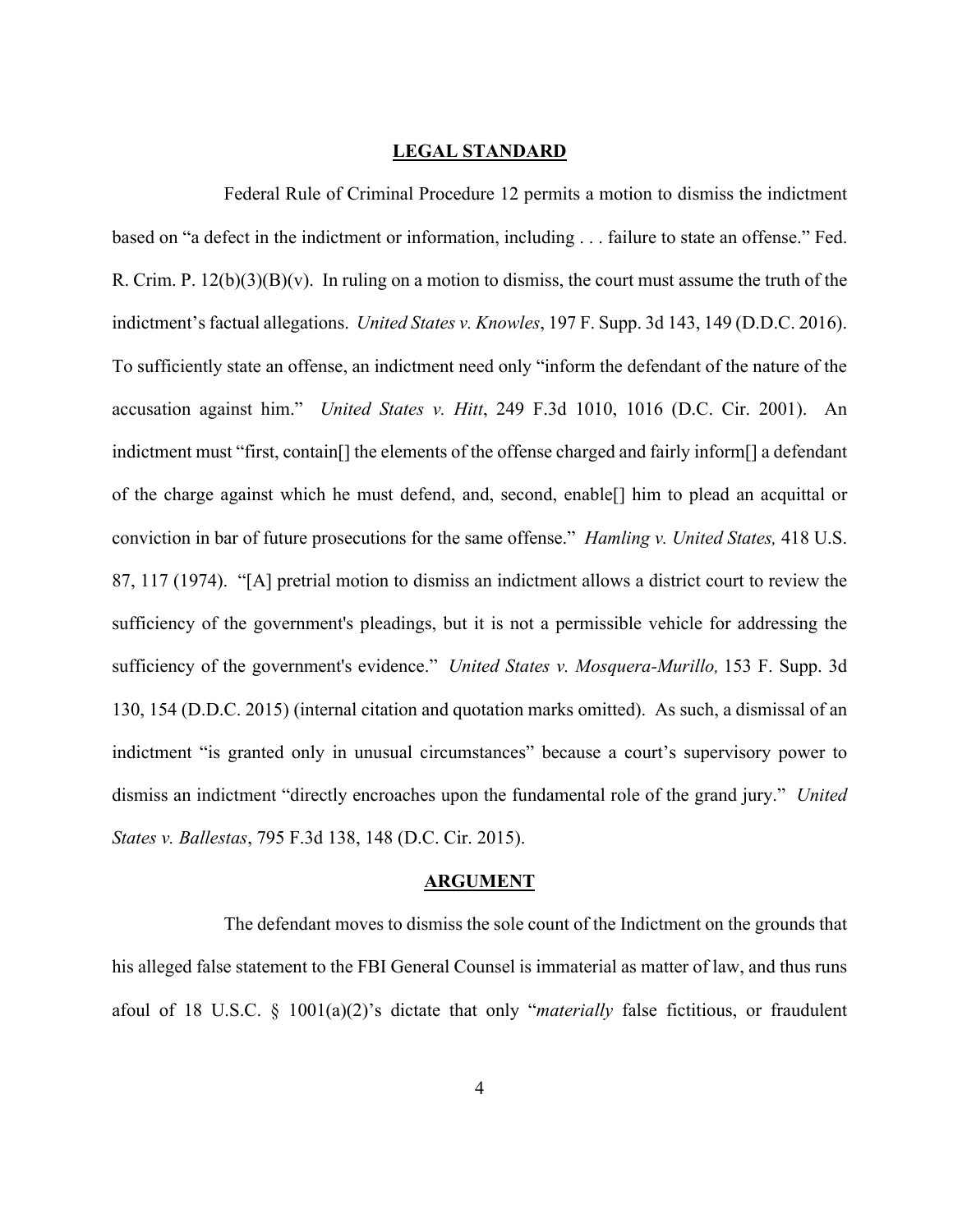## LEGAL STANDARD

Federal Rule of Criminal Procedure 12 permits a motion to dismiss the indictment based on "a defect in the indictment or information, including . . . failure to state an offense." Fed. R. Crim. P. 12(b)(3)(B)(v). In ruling on a motion to dismiss, the court must assume the truth of the indictment's factual allegations. *United States v. Knowles*, 197 F. Supp. 3d 143, 149 (D.D.C. 2016). To sufficiently state an offense, an indictment need only "inform the defendant of the nature of the accusation against him." *United States v. Hitt*, 249 F.3d 1010, 1016 (D.C. Cir. 2001). An indictment must "first, contain[] the elements of the offense charged and fairly inform[] a defendant of the charge against which he must defend, and, second, enable[] him to plead an acquittal or conviction in bar of future prosecutions for the same offense." *Hamling v. United States,* 418 U.S. 87, 117 (1974). "[A] pretrial motion to dismiss an indictment allows a district court to review the sufficiency of the government's pleadings, but it is not a permissible vehicle for addressing the sufficiency of the government's evidence." *United States v. Mosquera-Murillo,* 153 F. Supp. 3d 130, 154 (D.D.C. 2015) (internal citation and quotation marks omitted). As such, a dismissal of an indictment "is granted only in unusual circumstances" because a court's supervisory power to dismiss an indictment "directly encroaches upon the fundamental role of the grand jury." *United States v. Ballestas*, 795 F.3d 138, 148 (D.C. Cir. 2015).

## ARGUMENT

The defendant moves to dismiss the sole count of the Indictment on the grounds that his alleged false statement to the FBI General Counsel is immaterial as matter of law, and thus runs afoul of 18 U.S.C. § 1001(a)(2)'s dictate that only "*materially* false fictitious, or fraudulent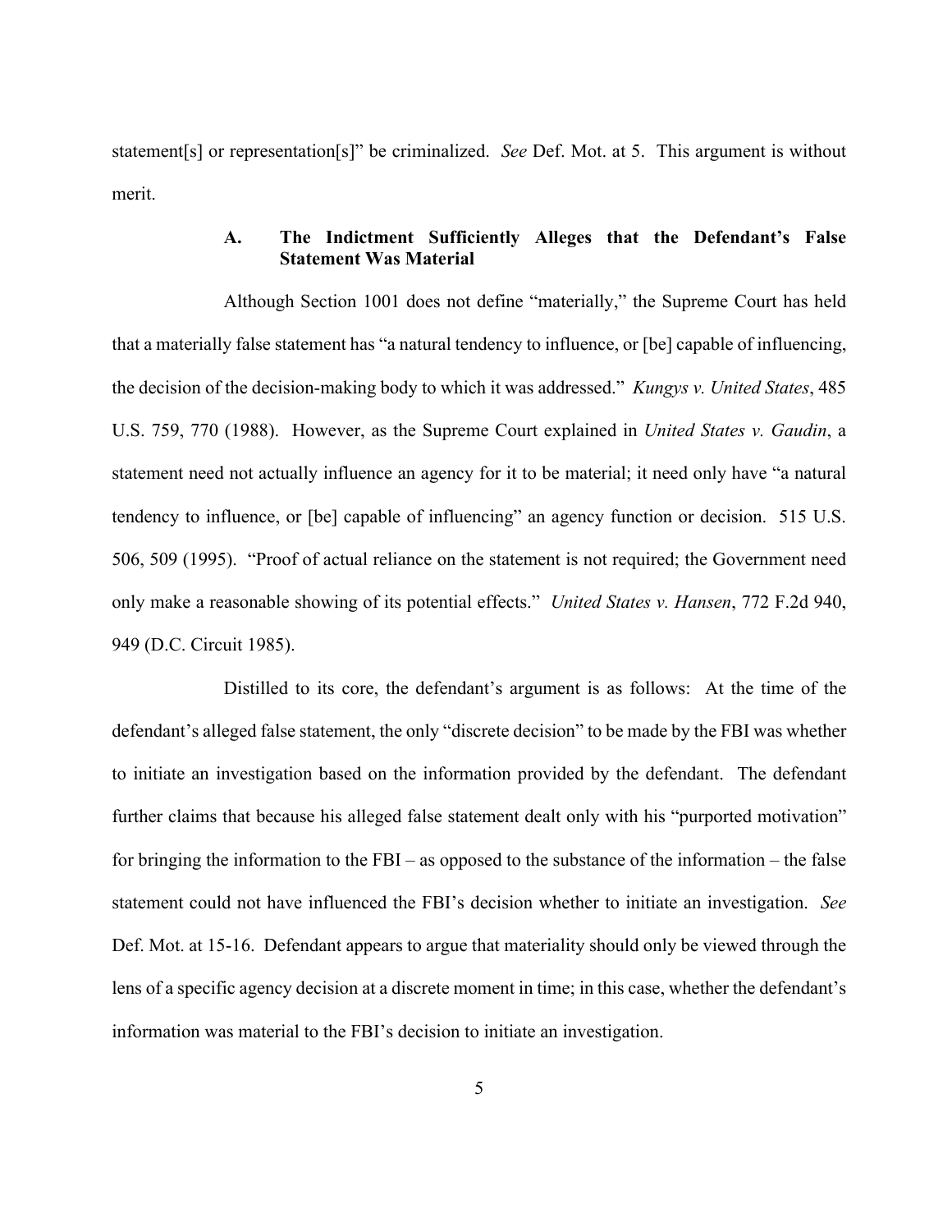statement[s] or representation[s]" be criminalized. *See* Def. Mot. at 5. This argument is without merit.

### A. The Indictment Sufficiently Alleges that the Defendant's False Statement Was Material

Although Section 1001 does not define "materially," the Supreme Court has held that a materially false statement has "a natural tendency to influence, or [be] capable of influencing, the decision of the decision-making body to which it was addressed." *Kungys v. United States*, 485 U.S. 759, 770 (1988). However, as the Supreme Court explained in *United States v. Gaudin*, a statement need not actually influence an agency for it to be material; it need only have "a natural tendency to influence, or [be] capable of influencing" an agency function or decision. 515 U.S. 506, 509 (1995). "Proof of actual reliance on the statement is not required; the Government need only make a reasonable showing of its potential effects." *United States v. Hansen*, 772 F.2d 940, 949 (D.C. Circuit 1985).

Distilled to its core, the defendant's argument is as follows: At the time of the defendant's alleged false statement, the only "discrete decision" to be made by the FBI was whether to initiate an investigation based on the information provided by the defendant. The defendant further claims that because his alleged false statement dealt only with his "purported motivation" for bringing the information to the FBI – as opposed to the substance of the information – the false statement could not have influenced the FBI's decision whether to initiate an investigation. *See* Def. Mot. at 15-16. Defendant appears to argue that materiality should only be viewed through the lens of a specific agency decision at a discrete moment in time; in this case, whether the defendant's information was material to the FBI's decision to initiate an investigation.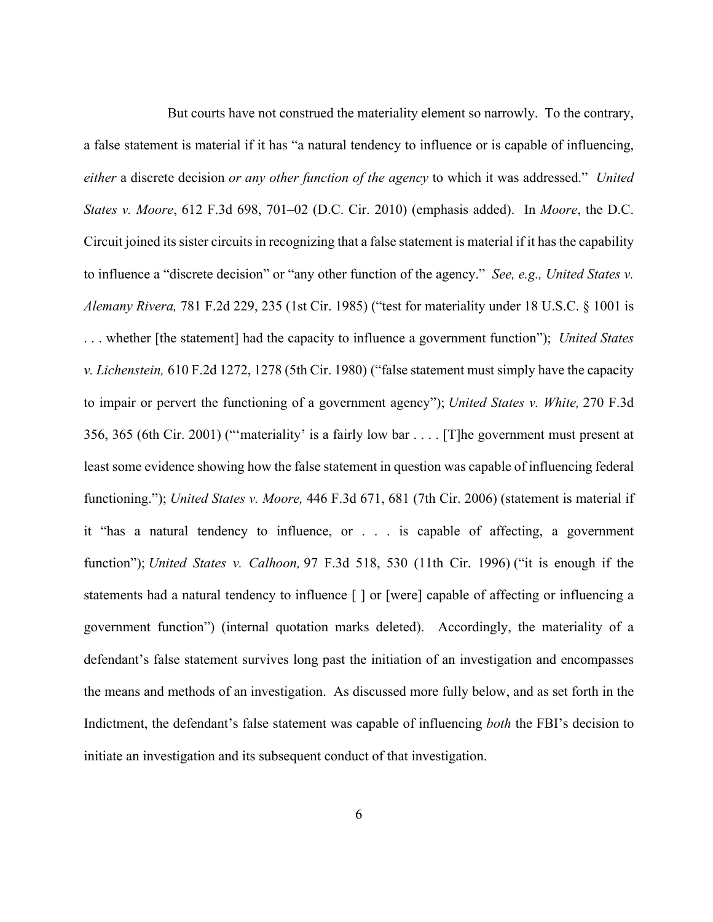But courts have not construed the materiality element so narrowly. To the contrary, a false statement is material if it has "a natural tendency to influence or is capable of influencing, *either* a discrete decision *or any other function of the agency* to which it was addressed." *United States v. Moore*, 612 F.3d 698, 701–02 (D.C. Cir. 2010) (emphasis added). In *Moore*, the D.C. Circuit joined its sister circuits in recognizing that a false statement is material if it has the capability to influence a "discrete decision" or "any other function of the agency." *See, e.g., United States v. Alemany Rivera,* 781 F.2d 229, 235 (1st Cir. 1985) ("test for materiality under 18 U.S.C. § 1001 is . . . whether [the statement] had the capacity to influence a government function"); *United States v. Lichenstein,* 610 F.2d 1272, 1278 (5th Cir. 1980) ("false statement must simply have the capacity to impair or pervert the functioning of a government agency"); *United States v. White,* 270 F.3d 356, 365 (6th Cir. 2001) ("'materiality' is a fairly low bar . . . . [T]he government must present at least some evidence showing how the false statement in question was capable of influencing federal functioning."); *United States v. Moore,* 446 F.3d 671, 681 (7th Cir. 2006) (statement is material if it "has a natural tendency to influence, or . . . is capable of affecting, a government function"); *United States v. Calhoon,* 97 F.3d 518, 530 (11th Cir. 1996) ("it is enough if the statements had a natural tendency to influence [ ] or [were] capable of affecting or influencing a government function") (internal quotation marks deleted). Accordingly, the materiality of a defendant's false statement survives long past the initiation of an investigation and encompasses the means and methods of an investigation. As discussed more fully below, and as set forth in the Indictment, the defendant's false statement was capable of influencing *both* the FBI's decision to initiate an investigation and its subsequent conduct of that investigation.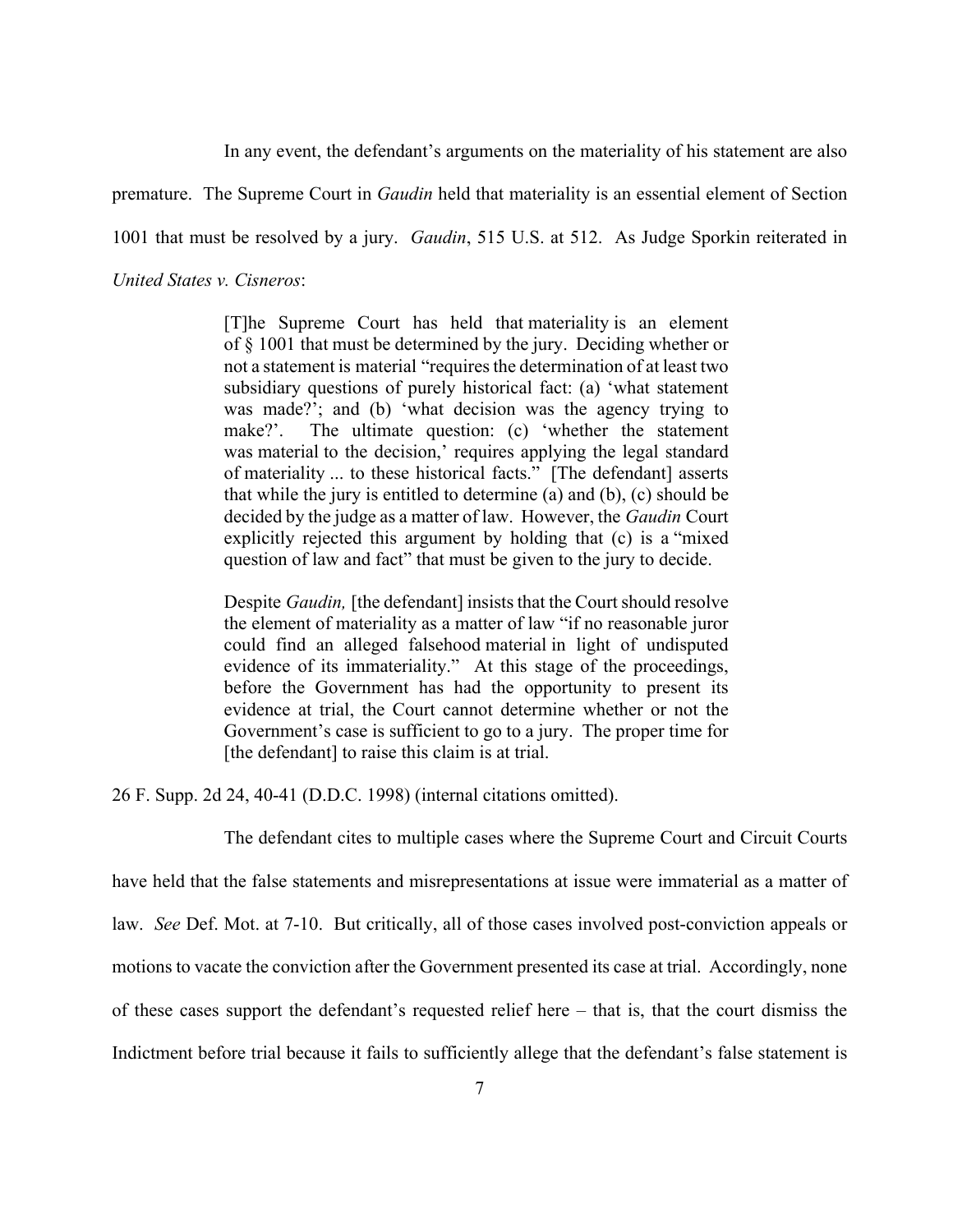In any event, the defendant's arguments on the materiality of his statement are also premature. The Supreme Court in *Gaudin* held that materiality is an essential element of Section 1001 that must be resolved by a jury. *Gaudin*, 515 U.S. at 512. As Judge Sporkin reiterated in *United States v. Cisneros*:

> [T]he Supreme Court has held that materiality is an element of § 1001 that must be determined by the jury. Deciding whether or not a statement is material "requires the determination of at least two subsidiary questions of purely historical fact: (a) 'what statement was made?'; and (b) 'what decision was the agency trying to make?'. The ultimate question: (c) 'whether the statement was material to the decision,' requires applying the legal standard of materiality ... to these historical facts." [The defendant] asserts that while the jury is entitled to determine (a) and (b), (c) should be decided by the judge as a matter of law. However, the *Gaudin* Court explicitly rejected this argument by holding that (c) is a "mixed question of law and fact" that must be given to the jury to decide.
>
> Despite *Gaudin,* [the defendant] insists that the Court should resolve the element of materiality as a matter of law "if no reasonable juror could find an alleged falsehood material in light of undisputed evidence of its immateriality." At this stage of the proceedings, before the Government has had the opportunity to present its evidence at trial, the Court cannot determine whether or not the Government's case is sufficient to go to a jury. The proper time for [the defendant] to raise this claim is at trial.

26 F. Supp. 2d 24, 40-41 (D.D.C. 1998) (internal citations omitted).

The defendant cites to multiple cases where the Supreme Court and Circuit Courts have held that the false statements and misrepresentations at issue were immaterial as a matter of law. *See* Def. Mot. at 7-10. But critically, all of those cases involved post-conviction appeals or motions to vacate the conviction after the Government presented its case at trial. Accordingly, none of these cases support the defendant's requested relief here – that is, that the court dismiss the Indictment before trial because it fails to sufficiently allege that the defendant's false statement is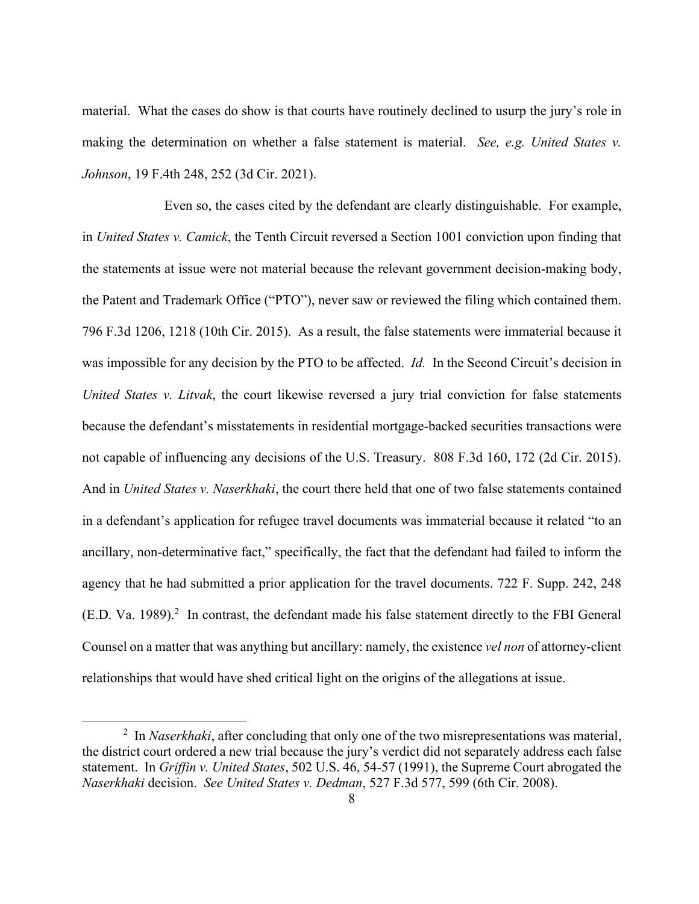material. What the cases do show is that courts have routinely declined to usurp the jury's role in making the determination on whether a false statement is material. *See, e.g. United States v. Johnson*, 19 F.4th 248, 252 (3d Cir. 2021).

Even so, the cases cited by the defendant are clearly distinguishable. For example, in *United States v. Camick*, the Tenth Circuit reversed a Section 1001 conviction upon finding that the statements at issue were not material because the relevant government decision-making body, the Patent and Trademark Office ("PTO"), never saw or reviewed the filing which contained them. 796 F.3d 1206, 1218 (10th Cir. 2015). As a result, the false statements were immaterial because it was impossible for any decision by the PTO to be affected. *Id.* In the Second Circuit's decision in *United States v. Litvak*, the court likewise reversed a jury trial conviction for false statements because the defendant's misstatements in residential mortgage-backed securities transactions were not capable of influencing any decisions of the U.S. Treasury. 808 F.3d 160, 172 (2d Cir. 2015). And in *United States v. Naserkhaki*, the court there held that one of two false statements contained in a defendant's application for refugee travel documents was immaterial because it related "to an ancillary, non-determinative fact," specifically, the fact that the defendant had failed to inform the agency that he had submitted a prior application for the travel documents. 722 F. Supp. 242, 248 (E.D. Va. 1989).[2] In contrast, the defendant made his false statement directly to the FBI General Counsel on a matter that was anything but ancillary: namely, the existence *vel non* of attorney-client relationships that would have shed critical light on the origins of the allegations at issue.

---

[2] In *Naserkhaki*, after concluding that only one of the two misrepresentations was material, the district court ordered a new trial because the jury's verdict did not separately address each false statement. In *Griffin v. United States*, 502 U.S. 46, 54-57 (1991), the Supreme Court abrogated the *Naserkhaki* decision. *See United States v. Dedman*, 527 F.3d 577, 599 (6th Cir. 2008).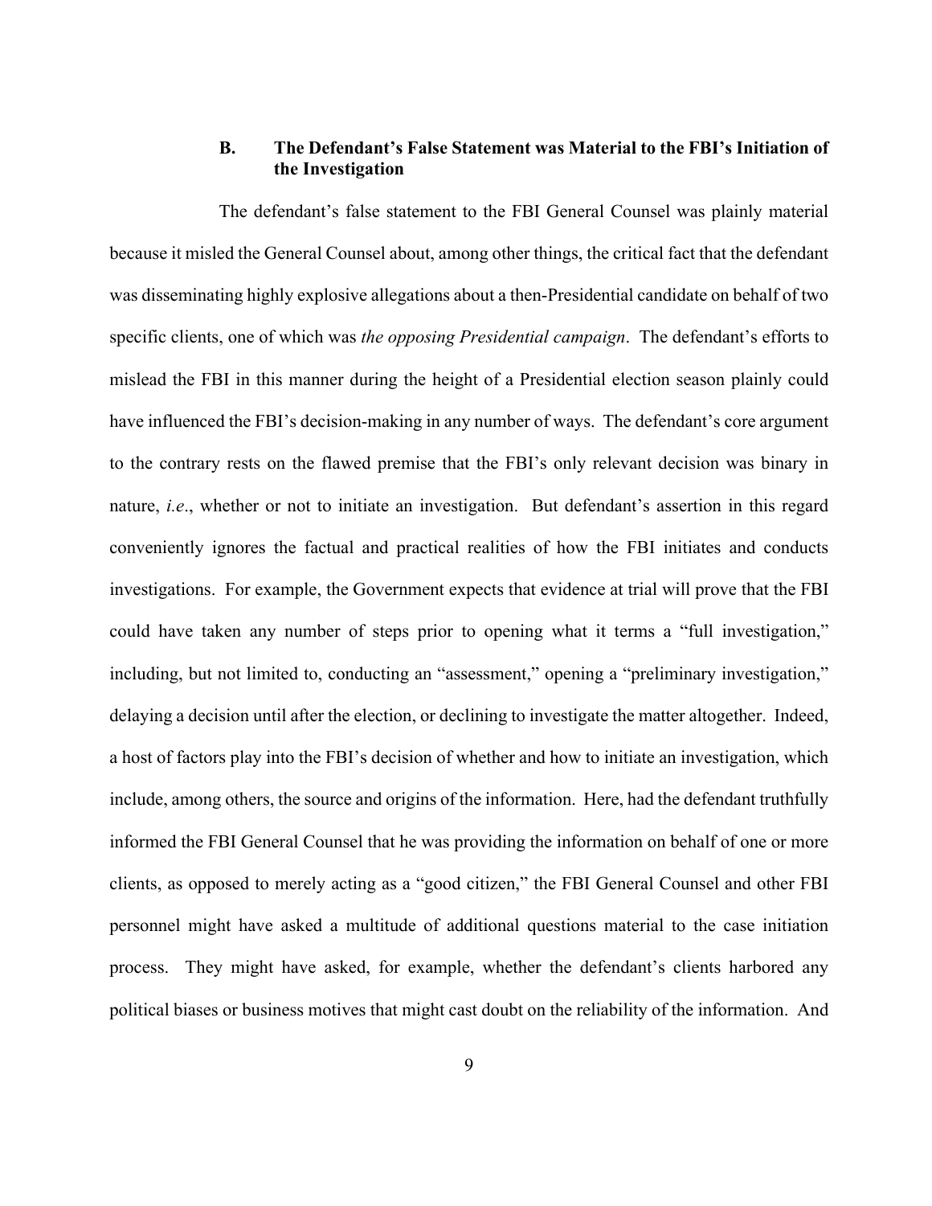### B. The Defendant's False Statement was Material to the FBI's Initiation of the Investigation

The defendant's false statement to the FBI General Counsel was plainly material because it misled the General Counsel about, among other things, the critical fact that the defendant was disseminating highly explosive allegations about a then-Presidential candidate on behalf of two specific clients, one of which was *the opposing Presidential campaign*. The defendant's efforts to mislead the FBI in this manner during the height of a Presidential election season plainly could have influenced the FBI's decision-making in any number of ways. The defendant's core argument to the contrary rests on the flawed premise that the FBI's only relevant decision was binary in nature, *i.e*., whether or not to initiate an investigation. But defendant's assertion in this regard conveniently ignores the factual and practical realities of how the FBI initiates and conducts investigations. For example, the Government expects that evidence at trial will prove that the FBI could have taken any number of steps prior to opening what it terms a "full investigation," including, but not limited to, conducting an "assessment," opening a "preliminary investigation," delaying a decision until after the election, or declining to investigate the matter altogether. Indeed, a host of factors play into the FBI's decision of whether and how to initiate an investigation, which include, among others, the source and origins of the information. Here, had the defendant truthfully informed the FBI General Counsel that he was providing the information on behalf of one or more clients, as opposed to merely acting as a "good citizen," the FBI General Counsel and other FBI personnel might have asked a multitude of additional questions material to the case initiation process. They might have asked, for example, whether the defendant's clients harbored any political biases or business motives that might cast doubt on the reliability of the information. And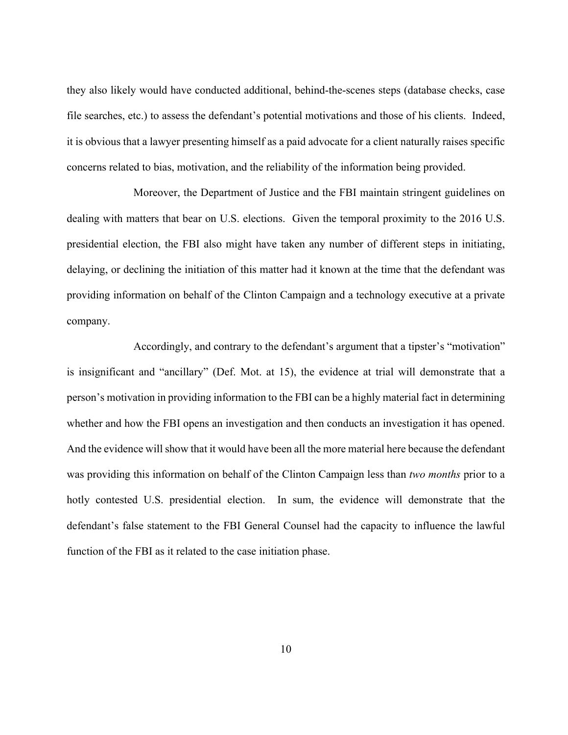they also likely would have conducted additional, behind-the-scenes steps (database checks, case file searches, etc.) to assess the defendant's potential motivations and those of his clients. Indeed, it is obvious that a lawyer presenting himself as a paid advocate for a client naturally raises specific concerns related to bias, motivation, and the reliability of the information being provided.

Moreover, the Department of Justice and the FBI maintain stringent guidelines on dealing with matters that bear on U.S. elections. Given the temporal proximity to the 2016 U.S. presidential election, the FBI also might have taken any number of different steps in initiating, delaying, or declining the initiation of this matter had it known at the time that the defendant was providing information on behalf of the Clinton Campaign and a technology executive at a private company.

Accordingly, and contrary to the defendant's argument that a tipster's "motivation" is insignificant and "ancillary" (Def. Mot. at 15), the evidence at trial will demonstrate that a person's motivation in providing information to the FBI can be a highly material fact in determining whether and how the FBI opens an investigation and then conducts an investigation it has opened. And the evidence will show that it would have been all the more material here because the defendant was providing this information on behalf of the Clinton Campaign less than *two months* prior to a hotly contested U.S. presidential election. In sum, the evidence will demonstrate that the defendant's false statement to the FBI General Counsel had the capacity to influence the lawful function of the FBI as it related to the case initiation phase.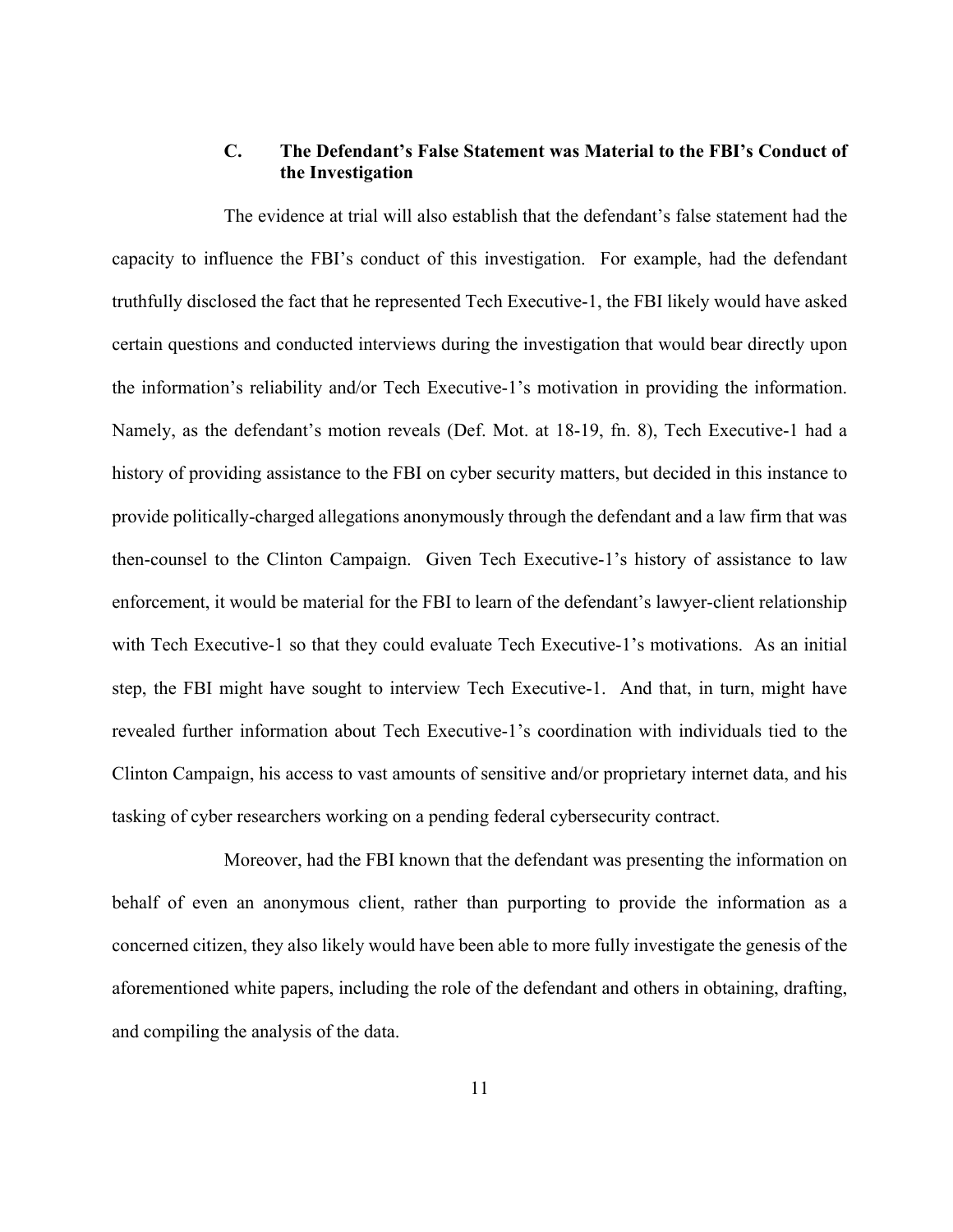### C. The Defendant's False Statement was Material to the FBI's Conduct of the Investigation

The evidence at trial will also establish that the defendant's false statement had the capacity to influence the FBI's conduct of this investigation. For example, had the defendant truthfully disclosed the fact that he represented Tech Executive-1, the FBI likely would have asked certain questions and conducted interviews during the investigation that would bear directly upon the information's reliability and/or Tech Executive-1's motivation in providing the information. Namely, as the defendant's motion reveals (Def. Mot. at 18-19, fn. 8), Tech Executive-1 had a history of providing assistance to the FBI on cyber security matters, but decided in this instance to provide politically-charged allegations anonymously through the defendant and a law firm that was then-counsel to the Clinton Campaign. Given Tech Executive-1's history of assistance to law enforcement, it would be material for the FBI to learn of the defendant's lawyer-client relationship with Tech Executive-1 so that they could evaluate Tech Executive-1's motivations. As an initial step, the FBI might have sought to interview Tech Executive-1. And that, in turn, might have revealed further information about Tech Executive-1's coordination with individuals tied to the Clinton Campaign, his access to vast amounts of sensitive and/or proprietary internet data, and his tasking of cyber researchers working on a pending federal cybersecurity contract.

Moreover, had the FBI known that the defendant was presenting the information on behalf of even an anonymous client, rather than purporting to provide the information as a concerned citizen, they also likely would have been able to more fully investigate the genesis of the aforementioned white papers, including the role of the defendant and others in obtaining, drafting, and compiling the analysis of the data.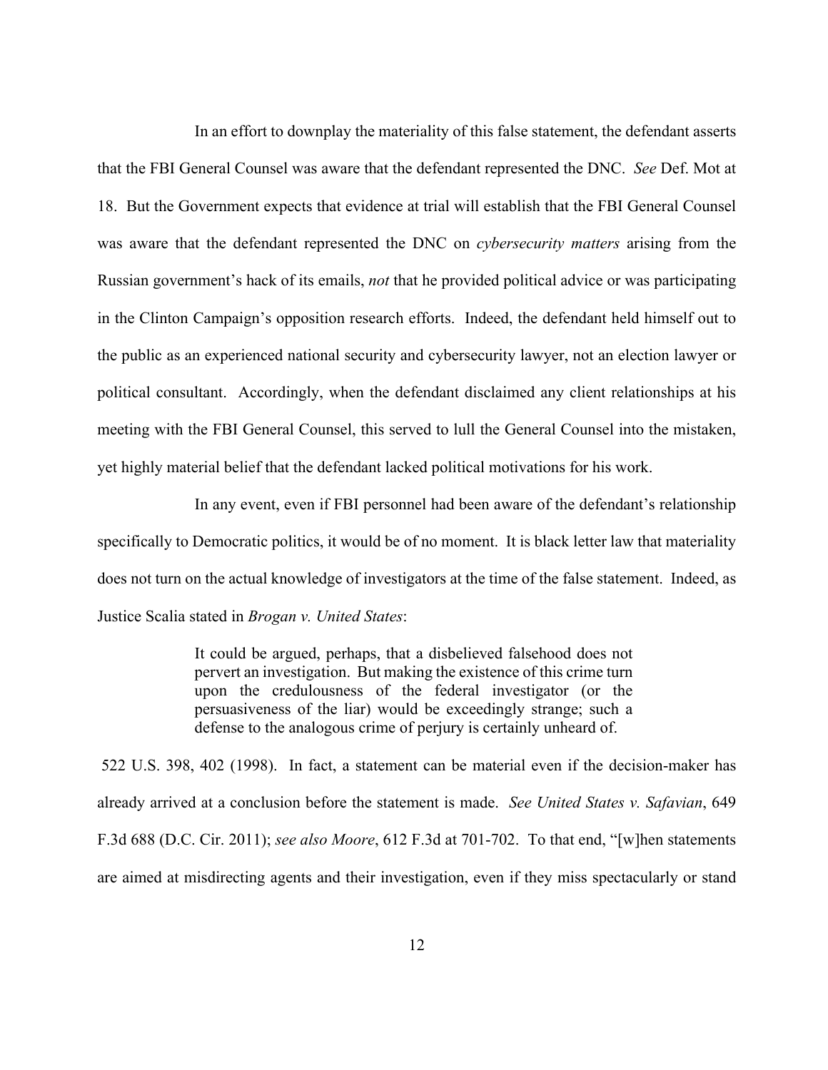In an effort to downplay the materiality of this false statement, the defendant asserts that the FBI General Counsel was aware that the defendant represented the DNC. *See* Def. Mot at 18. But the Government expects that evidence at trial will establish that the FBI General Counsel was aware that the defendant represented the DNC on *cybersecurity matters* arising from the Russian government's hack of its emails, *not* that he provided political advice or was participating in the Clinton Campaign's opposition research efforts. Indeed, the defendant held himself out to the public as an experienced national security and cybersecurity lawyer, not an election lawyer or political consultant. Accordingly, when the defendant disclaimed any client relationships at his meeting with the FBI General Counsel, this served to lull the General Counsel into the mistaken, yet highly material belief that the defendant lacked political motivations for his work.

In any event, even if FBI personnel had been aware of the defendant's relationship specifically to Democratic politics, it would be of no moment. It is black letter law that materiality does not turn on the actual knowledge of investigators at the time of the false statement. Indeed, as Justice Scalia stated in *Brogan v. United States*:

> It could be argued, perhaps, that a disbelieved falsehood does not pervert an investigation. But making the existence of this crime turn upon the credulousness of the federal investigator (or the persuasiveness of the liar) would be exceedingly strange; such a defense to the analogous crime of perjury is certainly unheard of.

522 U.S. 398, 402 (1998). In fact, a statement can be material even if the decision-maker has already arrived at a conclusion before the statement is made. *See United States v. Safavian*, 649 F.3d 688 (D.C. Cir. 2011); *see also Moore*, 612 F.3d at 701-702. To that end, "[w]hen statements are aimed at misdirecting agents and their investigation, even if they miss spectacularly or stand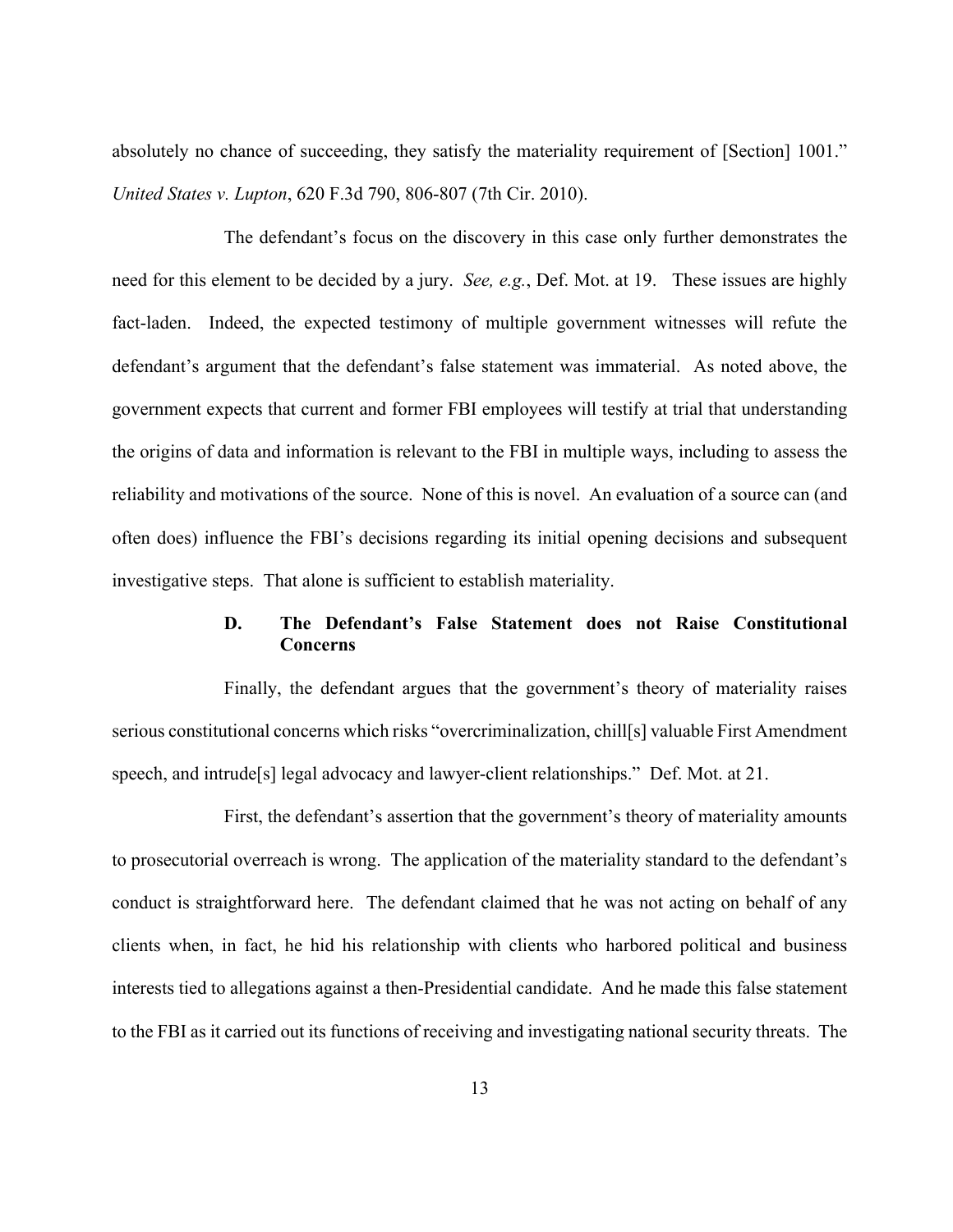absolutely no chance of succeeding, they satisfy the materiality requirement of [Section] 1001." *United States v. Lupton*, 620 F.3d 790, 806-807 (7th Cir. 2010).

The defendant's focus on the discovery in this case only further demonstrates the need for this element to be decided by a jury. *See, e.g.*, Def. Mot. at 19. These issues are highly fact-laden. Indeed, the expected testimony of multiple government witnesses will refute the defendant's argument that the defendant's false statement was immaterial. As noted above, the government expects that current and former FBI employees will testify at trial that understanding the origins of data and information is relevant to the FBI in multiple ways, including to assess the reliability and motivations of the source. None of this is novel. An evaluation of a source can (and often does) influence the FBI's decisions regarding its initial opening decisions and subsequent investigative steps. That alone is sufficient to establish materiality.

### D. The Defendant's False Statement does not Raise Constitutional Concerns

Finally, the defendant argues that the government's theory of materiality raises serious constitutional concerns which risks "overcriminalization, chill[s] valuable First Amendment speech, and intrude[s] legal advocacy and lawyer-client relationships." Def. Mot. at 21.

First, the defendant's assertion that the government's theory of materiality amounts to prosecutorial overreach is wrong. The application of the materiality standard to the defendant's conduct is straightforward here. The defendant claimed that he was not acting on behalf of any clients when, in fact, he hid his relationship with clients who harbored political and business interests tied to allegations against a then-Presidential candidate. And he made this false statement to the FBI as it carried out its functions of receiving and investigating national security threats. The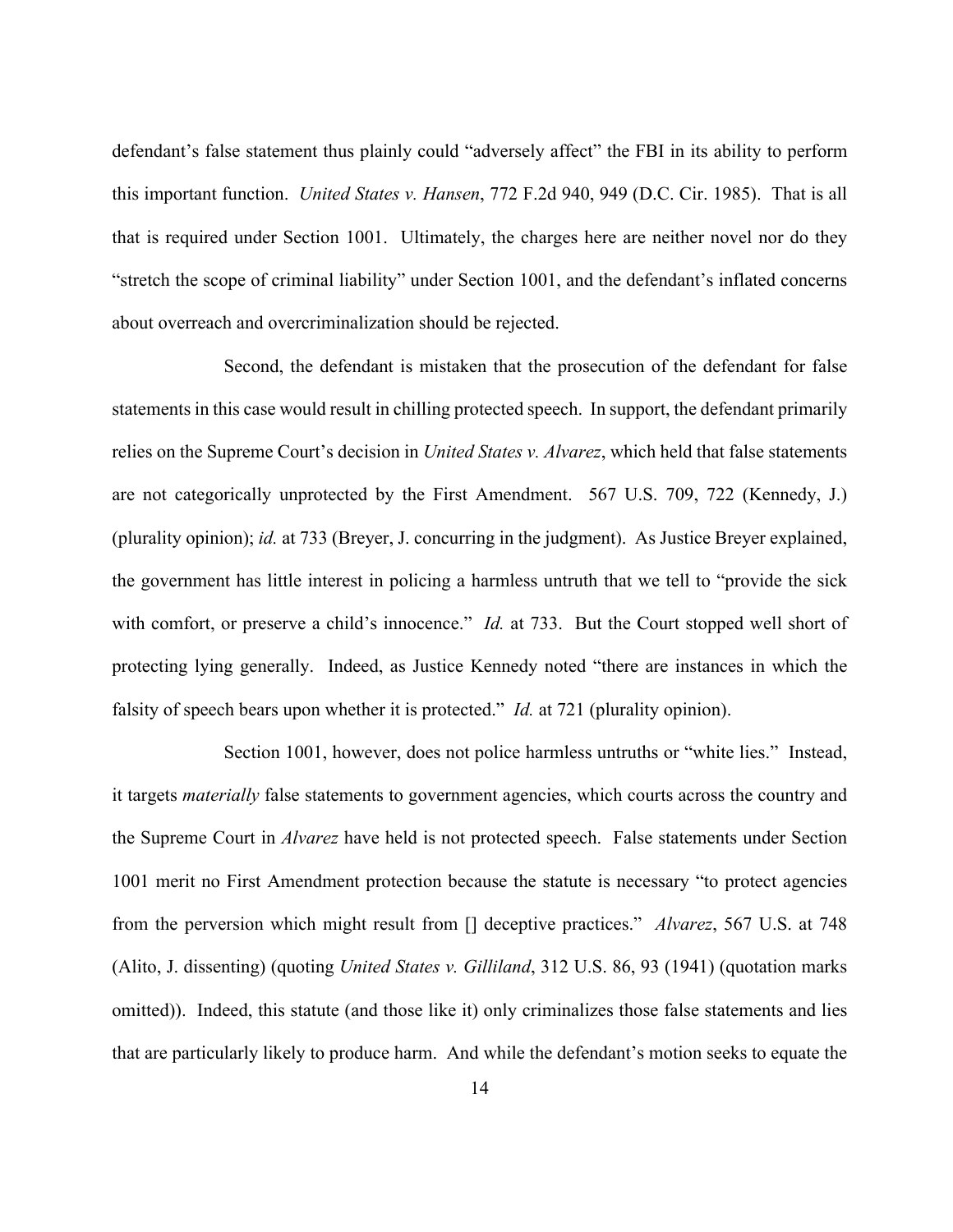defendant's false statement thus plainly could "adversely affect" the FBI in its ability to perform this important function. *United States v. Hansen*, 772 F.2d 940, 949 (D.C. Cir. 1985). That is all that is required under Section 1001. Ultimately, the charges here are neither novel nor do they "stretch the scope of criminal liability" under Section 1001, and the defendant's inflated concerns about overreach and overcriminalization should be rejected.

Second, the defendant is mistaken that the prosecution of the defendant for false statements in this case would result in chilling protected speech. In support, the defendant primarily relies on the Supreme Court's decision in *United States v. Alvarez*, which held that false statements are not categorically unprotected by the First Amendment. 567 U.S. 709, 722 (Kennedy, J.) (plurality opinion); *id.* at 733 (Breyer, J. concurring in the judgment). As Justice Breyer explained, the government has little interest in policing a harmless untruth that we tell to "provide the sick with comfort, or preserve a child's innocence." *Id.* at 733. But the Court stopped well short of protecting lying generally. Indeed, as Justice Kennedy noted "there are instances in which the falsity of speech bears upon whether it is protected." *Id.* at 721 (plurality opinion).

Section 1001, however, does not police harmless untruths or "white lies." Instead, it targets *materially* false statements to government agencies, which courts across the country and the Supreme Court in *Alvarez* have held is not protected speech. False statements under Section 1001 merit no First Amendment protection because the statute is necessary "to protect agencies from the perversion which might result from [] deceptive practices." *Alvarez*, 567 U.S. at 748 (Alito, J. dissenting) (quoting *United States v. Gilliland*, 312 U.S. 86, 93 (1941) (quotation marks omitted)). Indeed, this statute (and those like it) only criminalizes those false statements and lies that are particularly likely to produce harm. And while the defendant's motion seeks to equate the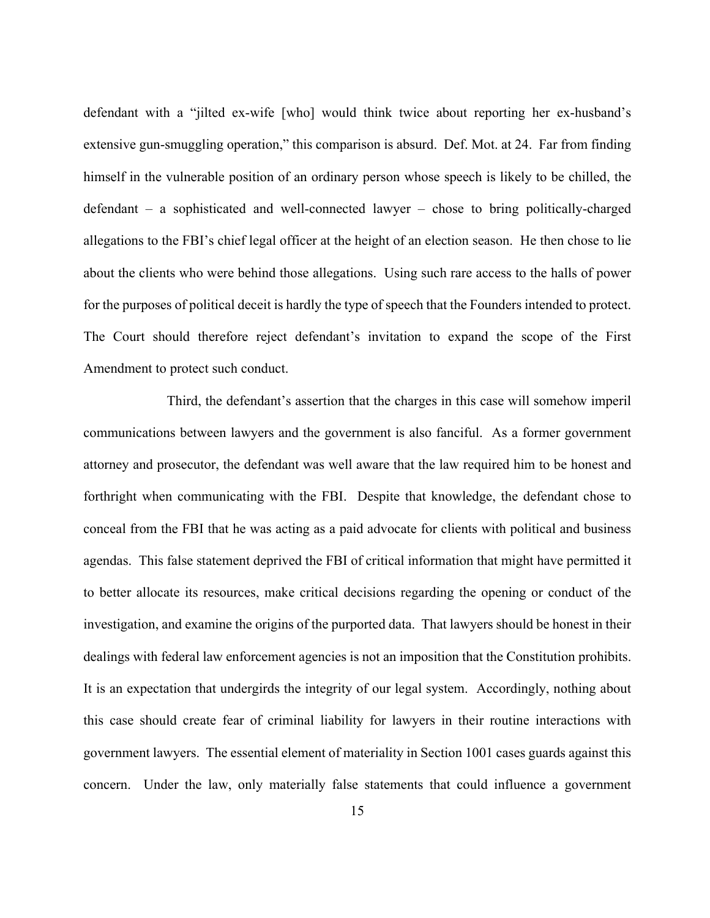defendant with a "jilted ex-wife [who] would think twice about reporting her ex-husband's extensive gun-smuggling operation," this comparison is absurd. Def. Mot. at 24. Far from finding himself in the vulnerable position of an ordinary person whose speech is likely to be chilled, the defendant – a sophisticated and well-connected lawyer – chose to bring politically-charged allegations to the FBI's chief legal officer at the height of an election season. He then chose to lie about the clients who were behind those allegations. Using such rare access to the halls of power for the purposes of political deceit is hardly the type of speech that the Founders intended to protect. The Court should therefore reject defendant's invitation to expand the scope of the First Amendment to protect such conduct.

Third, the defendant's assertion that the charges in this case will somehow imperil communications between lawyers and the government is also fanciful. As a former government attorney and prosecutor, the defendant was well aware that the law required him to be honest and forthright when communicating with the FBI. Despite that knowledge, the defendant chose to conceal from the FBI that he was acting as a paid advocate for clients with political and business agendas. This false statement deprived the FBI of critical information that might have permitted it to better allocate its resources, make critical decisions regarding the opening or conduct of the investigation, and examine the origins of the purported data. That lawyers should be honest in their dealings with federal law enforcement agencies is not an imposition that the Constitution prohibits. It is an expectation that undergirds the integrity of our legal system. Accordingly, nothing about this case should create fear of criminal liability for lawyers in their routine interactions with government lawyers. The essential element of materiality in Section 1001 cases guards against this concern. Under the law, only materially false statements that could influence a government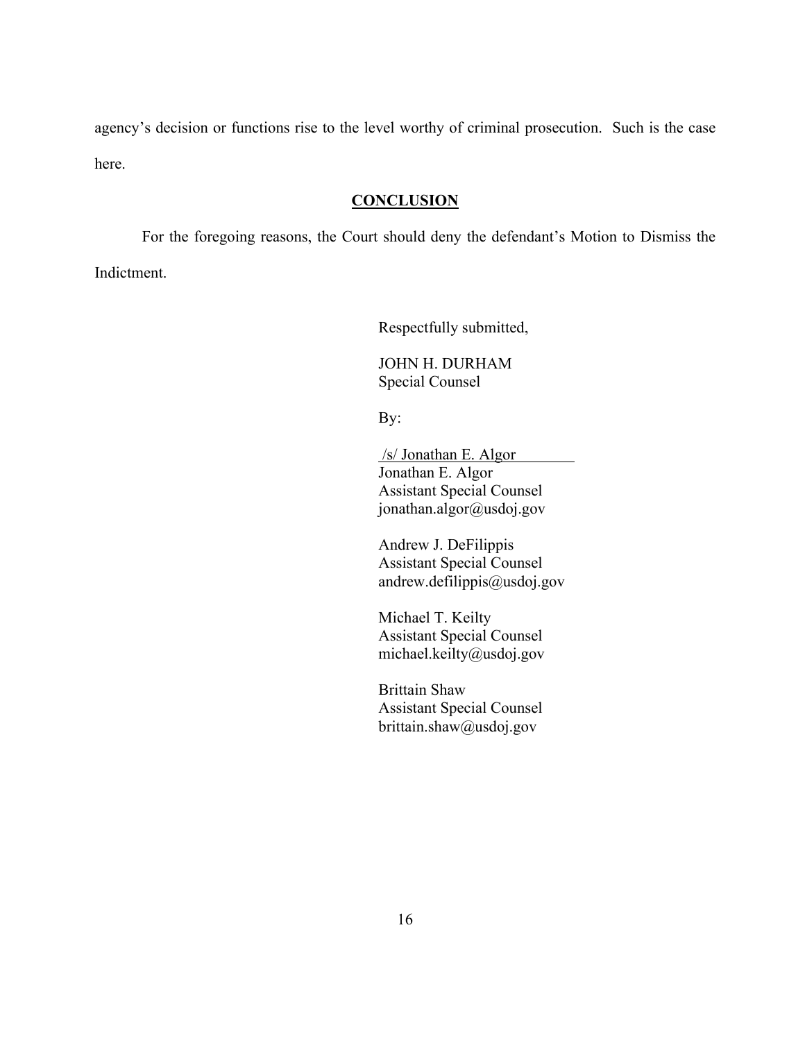agency's decision or functions rise to the level worthy of criminal prosecution. Such is the case here.

## CONCLUSION

For the foregoing reasons, the Court should deny the defendant's Motion to Dismiss the Indictment.

Respectfully submitted,

JOHN H. DURHAM
Special Counsel

By:

/s/ Jonathan E. Algor
Jonathan E. Algor
Assistant Special Counsel
jonathan.algor@usdoj.gov

Andrew J. DeFilippis
Assistant Special Counsel
andrew.defilippis@usdoj.gov

Michael T. Keilty
Assistant Special Counsel
michael.keilty@usdoj.gov

Brittain Shaw
Assistant Special Counsel
brittain.shaw@usdoj.gov